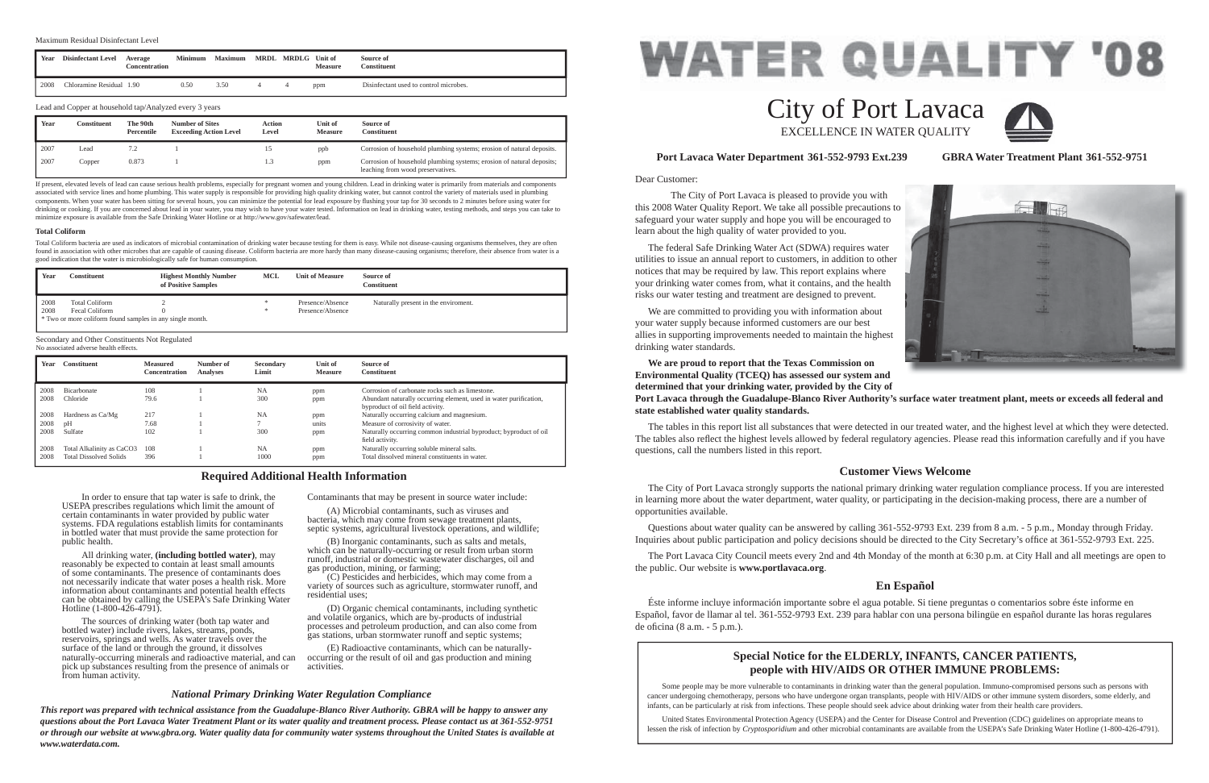Maximum Residual Disinfectant Level

| Year | Disinfectant Level | Average Concentration | Minimum | Maximum | MRDL | MRDLG | Unit of Measure | Source of Constituent |
|---|---|---|---|---|---|---|---|---|
| 2008 | Chloramine Residual | 1.90 | 0.50 | 3.50 | 4 | 4 | ppm | Disinfectant used to control microbes. |

Lead and Copper at household tap/Analyzed every 3 years

| Year | Constituent | The 90th Percentile | Number of Sites Exceeding Action Level | Action Level | Unit of Measure | Source of Constituent |
|---|---|---|---|---|---|---|
| 2007 | Lead | 7.2 | 1 | 15 | ppb | Corrosion of household plumbing systems; erosion of natural deposits. |
| 2007 | Copper | 0.873 | 1 | 1.3 | ppm | Corrosion of household plumbing systems; erosion of natural deposits; leaching from wood preservatives. |

If present, elevated levels of lead can cause serious health problems, especially for pregnant women and young children. Lead in drinking water is primarily from materials and components associated with service lines and home plumbing. This water supply is responsible for providing high quality drinking water, but cannot control the variety of materials used in plumbing components. When your water has been sitting for several hours, you can minimize the potential for lead exposure by flushing your tap for 30 seconds to 2 minutes before using water for drinking or cooking. If you are concerned about lead in your water, you may wish to have your water tested. Information on lead in drinking water, testing methods, and steps you can take to minimize exposure is available from the Safe Drinking Water Hotline or at http://www.gov/safewater/lead.

**Total Coliform**

Total Coliform bacteria are used as indicators of microbial contamination of drinking water because testing for them is easy. While not disease-causing organisms themselves, they are often found in association with other microbes that are capable of causing disease. Coliform bacteria are more hardy than many disease-causing organisms; therefore, their absence from water is a good indication that the water is microbiologically safe for human consumption.

| Year | Constituent | Highest Monthly Number of Positive Samples | MCL | Unit of Measure | Source of Constituent |
|---|---|---|---|---|---|
| 2008 | Total Coliform | 2 | * | Presence/Absence | Naturally present in the enviroment. |
| 2008 | Fecal Coliform | 0 | * | Presence/Absence | |

* Two or more coliform found samples in any single month.

Secondary and Other Constituents Not Regulated
No associated adverse health effects.

| Year | Constituent | Measured Concentration | Number of Analyses | Secondary Limit | Unit of Measure | Source of Constituent |
|---|---|---|---|---|---|---|
| 2008 | Bicarbonate | 108 | 1 | NA | ppm | Corrosion of carbonate rocks such as limestone. |
| 2008 | Chloride | 79.6 | 1 | 300 | ppm | Abundant naturally occurring element, used in water purification, byproduct of oil field activity. |
| 2008 | Hardness as Ca/Mg | 217 | 1 | NA | ppm | Naturally occurring calcium and magnesium. |
| 2008 | pH | 7.68 | 1 | 7 | units | Measure of corrosivity of water. |
| 2008 | Sulfate | 102 | 1 | 300 | ppm | Naturally occurring common industrial byproduct; byproduct of oil field activity. |
| 2008 | Total Alkalinity as CaCO3 | 108 | 1 | NA | ppm | Naturally occurring soluble mineral salts. |
| 2008 | Total Dissolved Solids | 396 | 1 | 1000 | ppm | Total dissolved mineral constituents in water. |

## Required Additional Health Information

In order to ensure that tap water is safe to drink, the USEPA prescribes regulations which limit the amount of certain contaminants in water provided by public water systems. FDA regulations establish limits for contaminants in bottled water that must provide the same protection for public health.

All drinking water, **(including bottled water)**, may reasonably be expected to contain at least small amounts of some contaminants. The presence of contaminants does not necessarily indicate that water poses a health risk. More information about contaminants and potential health effects can be obtained by calling the USEPA's Safe Drinking Water Hotline (1-800-426-4791).

The sources of drinking water (both tap water and bottled water) include rivers, lakes, streams, ponds, reservoirs, springs and wells. As water travels over the surface of the land or through the ground, it dissolves naturally-occurring minerals and radioactive material, and can pick up substances resulting from the presence of animals or from human activity.

Contaminants that may be present in source water include:

(A) Microbial contaminants, such as viruses and bacteria, which may come from sewage treatment plants, septic systems, agricultural livestock operations, and wildlife;

(B) Inorganic contaminants, such as salts and metals, which can be naturally-occurring or result from urban storm runoff, industrial or domestic wastewater discharges, oil and gas production, mining, or farming;

(C) Pesticides and herbicides, which may come from a variety of sources such as agriculture, stormwater runoff, and residential uses;

(D) Organic chemical contaminants, including synthetic and volatile organics, which are by-products of industrial processes and petroleum production, and can also come from gas stations, urban stormwater runoff and septic systems;

(E) Radioactive contaminants, which can be naturally-occurring or the result of oil and gas production and mining activities.

### *National Primary Drinking Water Regulation Compliance*

***This report was prepared with technical assistance from the Guadalupe-Blanco River Authority. GBRA will be happy to answer any questions about the Port Lavaca Water Treatment Plant or its water quality and treatment process. Please contact us at 361-552-9751 or through our website at www.gbra.org. Water quality data for community water systems throughout the United States is available at www.waterdata.com.***

# WATER QUALITY '08

## City of Port Lavaca

EXCELLENCE IN WATER QUALITY

**Port Lavaca Water Department 361-552-9793 Ext.239** **GBRA Water Treatment Plant 361-552-9751**

Dear Customer:

The City of Port Lavaca is pleased to provide you with this 2008 Water Quality Report. We take all possible precautions to safeguard your water supply and hope you will be encouraged to learn about the high quality of water provided to you.

The federal Safe Drinking Water Act (SDWA) requires water utilities to issue an annual report to customers, in addition to other notices that may be required by law. This report explains where your drinking water comes from, what it contains, and the health risks our water testing and treatment are designed to prevent.

We are committed to providing you with information about your water supply because informed customers are our best allies in supporting improvements needed to maintain the highest drinking water standards.

**We are proud to report that the Texas Commission on Environmental Quality (TCEQ) has assessed our system and determined that your drinking water, provided by the City of Port Lavaca through the Guadalupe-Blanco River Authority's surface water treatment plant, meets or exceeds all federal and state established water quality standards.**

The tables in this report list all substances that were detected in our treated water, and the highest level at which they were detected. The tables also reflect the highest levels allowed by federal regulatory agencies. Please read this information carefully and if you have questions, call the numbers listed in this report.

### Customer Views Welcome

The City of Port Lavaca strongly supports the national primary drinking water regulation compliance process. If you are interested in learning more about the water department, water quality, or participating in the decision-making process, there are a number of opportunities available.

Questions about water quality can be answered by calling 361-552-9793 Ext. 239 from 8 a.m. - 5 p.m., Monday through Friday. Inquiries about public participation and policy decisions should be directed to the City Secretary's office at 361-552-9793 Ext. 225.

The Port Lavaca City Council meets every 2nd and 4th Monday of the month at 6:30 p.m. at City Hall and all meetings are open to the public. Our website is **www.portlavaca.org**.

### En Español

Éste informe incluye información importante sobre el agua potable. Si tiene preguntas o comentarios sobre éste informe en Español, favor de llamar al tel. 361-552-9793 Ext. 239 para hablar con una persona bilingüe en español durante las horas regulares de oficina (8 a.m. - 5 p.m.).

### Special Notice for the ELDERLY, INFANTS, CANCER PATIENTS, people with HIV/AIDS OR OTHER IMMUNE PROBLEMS:

Some people may be more vulnerable to contaminants in drinking water than the general population. Immuno-compromised persons such as persons with cancer undergoing chemotherapy, persons who have undergone organ transplants, people with HIV/AIDS or other immune system disorders, some elderly, and infants, can be particularly at risk from infections. These people should seek advice about drinking water from their health care providers.

United States Environmental Protection Agency (USEPA) and the Center for Disease Control and Prevention (CDC) guidelines on appropriate means to lessen the risk of infection by *Cryptosporidium* and other microbial contaminants are available from the USEPA's Safe Drinking Water Hotline (1-800-426-4791).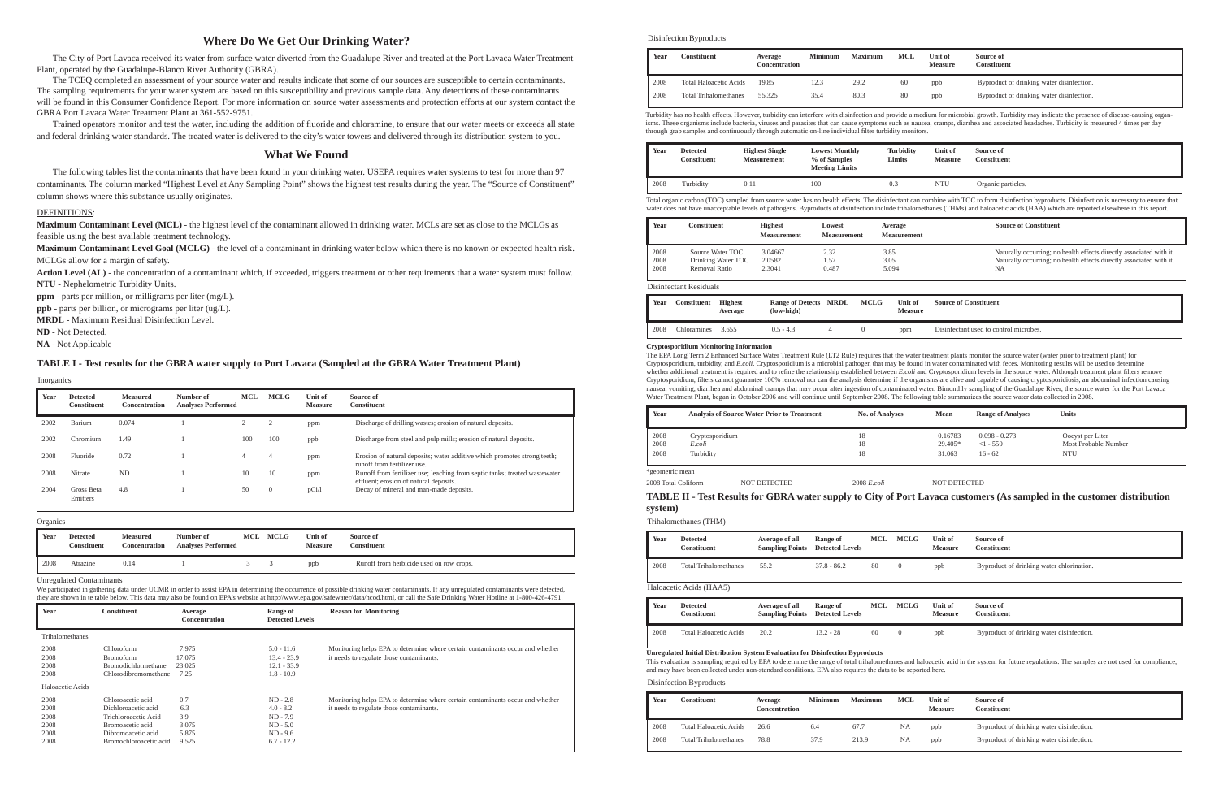## Where Do We Get Our Drinking Water?

The City of Port Lavaca received its water from surface water diverted from the Guadalupe River and treated at the Port Lavaca Water Treatment Plant, operated by the Guadalupe-Blanco River Authority (GBRA).

The TCEQ completed an assessment of your source water and results indicate that some of our sources are susceptible to certain contaminants. The sampling requirements for your water system are based on this susceptibility and previous sample data. Any detections of these contaminants will be found in this Consumer Confidence Report. For more information on source water assessments and protection efforts at our system contact the GBRA Port Lavaca Water Treatment Plant at 361-552-9751.

Trained operators monitor and test the water, including the addition of fluoride and chloramine, to ensure that our water meets or exceeds all state and federal drinking water standards. The treated water is delivered to the city's water towers and delivered through its distribution system to you.

## What We Found

The following tables list the contaminants that have been found in your drinking water. USEPA requires water systems to test for more than 97 contaminants. The column marked "Highest Level at Any Sampling Point" shows the highest test results during the year. The "Source of Constituent" column shows where this substance usually originates.

DEFINITIONS:

**Maximum Contaminant Level (MCL)** - the highest level of the contaminant allowed in drinking water. MCLs are set as close to the MCLGs as feasible using the best available treatment technology.

**Maximum Contaminant Level Goal (MCLG)** - the level of a contaminant in drinking water below which there is no known or expected health risk. MCLGs allow for a margin of safety.

**Action Level (AL)** - the concentration of a contaminant which, if exceeded, triggers treatment or other requirements that a water system must follow.

**NTU** - Nephelometric Turbidity Units.

**ppm** - parts per million, or milligrams per liter (mg/L).

**ppb** - parts per billion, or micrograms per liter (ug/L).

**MRDL** - Maximum Residual Disinfection Level.

**ND** - Not Detected.

**NA** - Not Applicable

### TABLE I - Test results for the GBRA water supply to Port Lavaca (Sampled at the GBRA Water Treatment Plant)

Inorganics

| Year | Detected Constituent | Measured Concentration | Number of Analyses Performed | MCL | MCLG | Unit of Measure | Source of Constituent |
|---|---|---|---|---|---|---|---|
| 2002 | Barium | 0.074 | 1 | 2 | 2 | ppm | Discharge of drilling wastes; erosion of natural deposits. |
| 2002 | Chromium | 1.49 | 1 | 100 | 100 | ppb | Discharge from steel and pulp mills; erosion of natural deposits. |
| 2008 | Fluoride | 0.72 | 1 | 4 | 4 | ppm | Erosion of natural deposits; water additive which promotes strong teeth; runoff from fertilizer use. |
| 2008 | Nitrate | ND | 1 | 10 | 10 | ppm | Runoff from fertilizer use; leaching from septic tanks; treated wastewater effluent; erosion of natural deposits. |
| 2004 | Gross Beta Emitters | 4.8 | 1 | 50 | 0 | pCi/l | Decay of mineral and man-made deposits. |

Organics

| Year | Detected Constituent | Measured Concentration | Number of Analyses Performed | MCL | MCLG | Unit of Measure | Source of Constituent |
|---|---|---|---|---|---|---|---|
| 2008 | Atrazine | 0.14 | 1 | 3 | 3 | ppb | Runoff from herbicide used on row crops. |

Unregulated Contaminants

We participated in gathering data under UCMR in order to assist EPA in determining the occurrence of possible drinking water contaminants. If any unregulated contaminants were detected, they are shown in te table below. This data may also be found on EPA's website at http://www.epa.gov/safewater/data/ncod.html, or call the Safe Drinking Water Hotline at 1-800-426-4791.

| Year | Constituent | Average Concentration | Range of Detected Levels | Reason for Monitoring |
|---|---|---|---|---|
| Trihalomethanes | | | | |
| 2008 | Chloroform | 7.975 | 5.0 - 11.6 | Monitoring helps EPA to determine where certain contaminants occur and whether it needs to regulate those contaminants. |
| 2008 | Bromoform | 17.075 | 13.4 - 23.9 | |
| 2008 | Bromodichlormethane | 23.025 | 12.1 - 33.9 | |
| 2008 | Chlorodibromomethane | 7.25 | 1.8 - 10.9 | |
| Haloacetic Acids | | | | |
| 2008 | Chloroacetic acid | 0.7 | ND - 2.8 | Monitoring helps EPA to determine where certain contaminants occur and whether it needs to regulate those contaminants. |
| 2008 | Dichloroacetic acid | 6.3 | 4.0 - 8.2 | |
| 2008 | Trichloroacetic Acid | 3.9 | ND - 7.9 | |
| 2008 | Bromoacetic acid | 3.075 | ND - 5.0 | |
| 2008 | Dibromoacetic acid | 5.875 | ND - 9.6 | |
| 2008 | Bromochloroacetic acid | 9.525 | 6.7 - 12.2 | |

Disinfection Byproducts

| Year | Constituent | Average Concentration | Minimum | Maximum | MCL | Unit of Measure | Source of Constituent |
|---|---|---|---|---|---|---|---|
| 2008 | Total Haloacetic Acids | 19.85 | 12.3 | 29.2 | 60 | ppb | Byproduct of drinking water disinfection. |
| 2008 | Total Trihalomethanes | 55.325 | 35.4 | 80.3 | 80 | ppb | Byproduct of drinking water disinfection. |

Turbidity has no health effects. However, turbidity can interfere with disinfection and provide a medium for microbial growth. Turbidity may indicate the presence of disease-causing organisms. These organisms include bacteria, viruses and parasites that can cause symptoms such as nausea, cramps, diarrhea and associated headaches. Turbidity is measured 4 times per day through grab samples and continuously through automatic on-line individual filter turbidity monitors.

| Year | Detected Constituent | Highest Single Measurement | Lowest Monthly % of Samples Meeting Limits | Turbidity Limits | Unit of Measure | Source of Constituent |
|---|---|---|---|---|---|---|
| 2008 | Turbidity | 0.11 | 100 | 0.3 | NTU | Organic particles. |

Total organic carbon (TOC) sampled from source water has no health effects. The disinfectant can combine with TOC to form disinfection byproducts. Disinfection is necessary to ensure that water does not have unacceptable levels of pathogens. Byproducts of disinfection include trihalomethanes (THMs) and haloacetic acids (HAA) which are reported elsewhere in this report.

| Year | Constituent | Highest Measurement | Lowest Measurement | Average Measurement | Source of Constituent |
|---|---|---|---|---|---|
| 2008 | Source Water TOC | 3.04667 | 2.32 | 3.85 | Naturally occurring; no health effects directly associated with it. |
| 2008 | Drinking Water TOC | 2.0582 | 1.57 | 3.05 | Naturally occurring; no health effects directly associated with it. |
| 2008 | Removal Ratio | 2.3041 | 0.487 | 5.094 | NA |

Disinfectant Residuals

| Year | Constituent | Highest Average | Range of Detects (low-high) | MRDL | MCLG | Unit of Measure | Source of Constituent |
|---|---|---|---|---|---|---|---|
| 2008 | Chloramines | 3.655 | 0.5 - 4.3 | 4 | 0 | ppm | Disinfectant used to control microbes. |

**Cryptosporidium Monitoring Information**

The EPA Long Term 2 Enhanced Surface Water Treatment Rule (LT2 Rule) requires that the water treatment plants monitor the source water (water prior to treatment plant) for Cryptosporidium, turbidity, and *E.coli*. Cryptosporidium is a microbial pathogen that may be found in water contaminated with feces. Monitoring results will be used to determine whether additional treatment is required and to refine the relationship established between *E.coli* and Cryptosporidium levels in the source water. Although treatment plant filters remove Cryptosporidium, filters cannot guarantee 100% removal nor can the analysis determine if the organisms are alive and capable of causing cryptosporidiosis, an abdominal infection causing nausea, vomiting, diarrhea and abdominal cramps that may occur after ingestion of contaminated water. Bimonthly sampling of the Guadalupe River, the source water for the Port Lavaca Water Treatment Plant, began in October 2006 and will continue until September 2008. The following table summarizes the source water data collected in 2008.

| Year | Analysis of Source Water Prior to Treatment | No. of Analyses | Mean | Range of Analyses | Units |
|---|---|---|---|---|---|
| 2008 | Cryptosporidium | 18 | 0.16783 | 0.098 - 0.273 | Oocyst per Liter |
| 2008 | *E.coli* | 18 | 29.405* | <1 - 550 | Most Probable Number |
| 2008 | Turbidity | 18 | 31.063 | 16 - 62 | NTU |

*geometric mean

2008 Total Coliform NOT DETECTED 2008 *E.coli* NOT DETECTED

### TABLE II - Test Results for GBRA water supply to City of Port Lavaca customers (As sampled in the customer distribution system)

Trihalomethanes (THM)

| Year | Detected Constituent | Average of all Sampling Points | Range of Detected Levels | MCL | MCLG | Unit of Measure | Source of Constituent |
|---|---|---|---|---|---|---|---|
| 2008 | Total Trihalomethanes | 55.2 | 37.8 - 86.2 | 80 | 0 | ppb | Byproduct of drinking water chlorination. |

Haloacetic Acids (HAA5)

| Year | Detected Constituent | Average of all Sampling Points | Range of Detected Levels | MCL | MCLG | Unit of Measure | Source of Constituent |
|---|---|---|---|---|---|---|---|
| 2008 | Total Haloacetic Acids | 20.2 | 13.2 - 28 | 60 | 0 | ppb | Byproduct of drinking water disinfection. |

**Unregulated Initial Distribution System Evaluation for Disinfection Byproducts**

This evaluation is sampling required by EPA to determine the range of total trihalomethanes and haloacetic acid in the system for future regulations. The samples are not used for compliance, and may have been collected under non-standard conditions. EPA also requires the data to be reported here.

Disinfection Byproducts

| Year | Constituent | Average Concentration | Minimum | Maximum | MCL | Unit of Measure | Source of Constituent |
|---|---|---|---|---|---|---|---|
| 2008 | Total Haloacetic Acids | 26.6 | 6.4 | 67.7 | NA | ppb | Byproduct of drinking water disinfection. |
| 2008 | Total Trihalomethanes | 78.8 | 37.9 | 213.9 | NA | ppb | Byproduct of drinking water disinfection. |